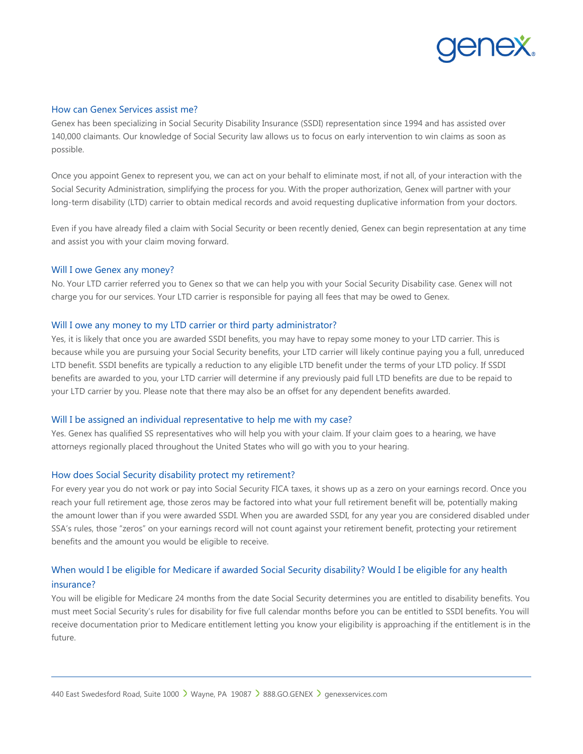## How can Genex Services assist me?

Genex has been specializing in Social Security Disability Insurance (SSDI) representation since 1994 and has assisted over 140,000 claimants. Our knowledge of Social Security law allows us to focus on early intervention to win claims as soon as possible.

Once you appoint Genex to represent you, we can act on your behalf to eliminate most, if not all, of your interaction with the Social Security Administration, simplifying the process for you. With the proper authorization, Genex will partner with your long-term disability (LTD) carrier to obtain medical records and avoid requesting duplicative information from your doctors.

Even if you have already filed a claim with Social Security or been recently denied, Genex can begin representation at any time and assist you with your claim moving forward.

## Will I owe Genex any money?

No. Your LTD carrier referred you to Genex so that we can help you with your Social Security Disability case. Genex will not charge you for our services. Your LTD carrier is responsible for paying all fees that may be owed to Genex.

## Will I owe any money to my LTD carrier or third party administrator?

Yes, it is likely that once you are awarded SSDI benefits, you may have to repay some money to your LTD carrier. This is because while you are pursuing your Social Security benefits, your LTD carrier will likely continue paying you a full, unreduced LTD benefit. SSDI benefits are typically a reduction to any eligible LTD benefit under the terms of your LTD policy. If SSDI benefits are awarded to you, your LTD carrier will determine if any previously paid full LTD benefits are due to be repaid to your LTD carrier by you. Please note that there may also be an offset for any dependent benefits awarded.

## Will I be assigned an individual representative to help me with my case?

Yes. Genex has qualified SS representatives who will help you with your claim. If your claim goes to a hearing, we have attorneys regionally placed throughout the United States who will go with you to your hearing.

## How does Social Security disability protect my retirement?

For every year you do not work or pay into Social Security FICA taxes, it shows up as a zero on your earnings record. Once you reach your full retirement age, those zeros may be factored into what your full retirement benefit will be, potentially making the amount lower than if you were awarded SSDI. When you are awarded SSDI, for any year you are considered disabled under SSA's rules, those "zeros" on your earnings record will not count against your retirement benefit, protecting your retirement benefits and the amount you would be eligible to receive.

## When would I be eligible for Medicare if awarded Social Security disability? Would I be eligible for any health insurance?

You will be eligible for Medicare 24 months from the date Social Security determines you are entitled to disability benefits. You must meet Social Security's rules for disability for five full calendar months before you can be entitled to SSDI benefits. You will receive documentation prior to Medicare entitlement letting you know your eligibility is approaching if the entitlement is in the future.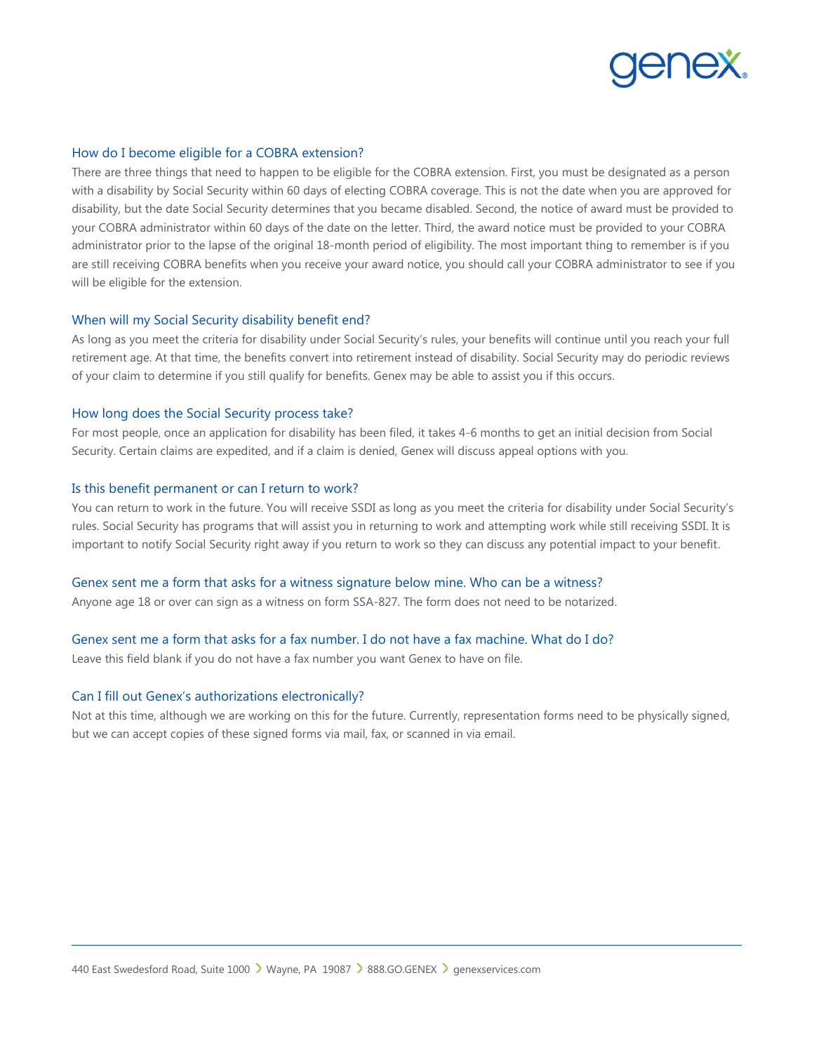### How do I become eligible for a COBRA extension?

There are three things that need to happen to be eligible for the COBRA extension. First, you must be designated as a person with a disability by Social Security within 60 days of electing COBRA coverage. This is not the date when you are approved for disability, but the date Social Security determines that you became disabled. Second, the notice of award must be provided to your COBRA administrator within 60 days of the date on the letter. Third, the award notice must be provided to your COBRA administrator prior to the lapse of the original 18-month period of eligibility. The most important thing to remember is if you are still receiving COBRA benefits when you receive your award notice, you should call your COBRA administrator to see if you will be eligible for the extension.

### When will my Social Security disability benefit end?

As long as you meet the criteria for disability under Social Security's rules, your benefits will continue until you reach your full retirement age. At that time, the benefits convert into retirement instead of disability. Social Security may do periodic reviews of your claim to determine if you still qualify for benefits. Genex may be able to assist you if this occurs.

### How long does the Social Security process take?

For most people, once an application for disability has been filed, it takes 4-6 months to get an initial decision from Social Security. Certain claims are expedited, and if a claim is denied, Genex will discuss appeal options with you.

### Is this benefit permanent or can I return to work?

You can return to work in the future. You will receive SSDI as long as you meet the criteria for disability under Social Security's rules. Social Security has programs that will assist you in returning to work and attempting work while still receiving SSDI. It is important to notify Social Security right away if you return to work so they can discuss any potential impact to your benefit.

### Genex sent me a form that asks for a witness signature below mine. Who can be a witness?

Anyone age 18 or over can sign as a witness on form SSA-827. The form does not need to be notarized.

### Genex sent me a form that asks for a fax number. I do not have a fax machine. What do I do?

Leave this field blank if you do not have a fax number you want Genex to have on file.

### Can I fill out Genex's authorizations electronically?

Not at this time, although we are working on this for the future. Currently, representation forms need to be physically signed, but we can accept copies of these signed forms via mail, fax, or scanned in via email.